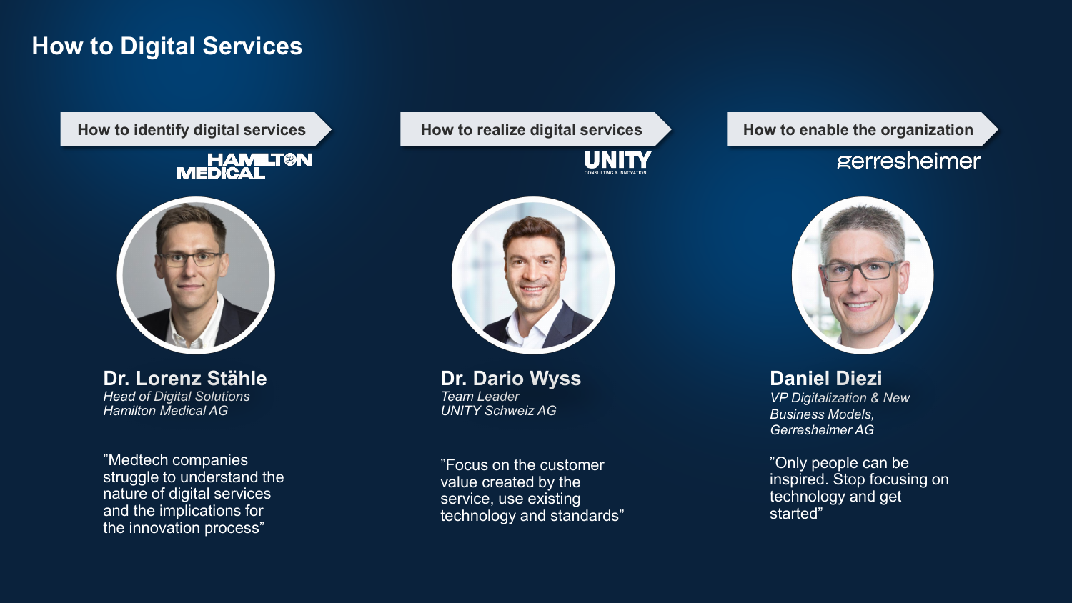# How to Digital Services

## How to identify digital services

HAMILTON MEDICAL

**Dr. Lorenz Stähle**
*Head of Digital Solutions*
*Hamilton Medical AG*

"Medtech companies struggle to understand the nature of digital services and the implications for the innovation process"

## How to realize digital services

UNITY CONSULTING & INNOVATION

**Dr. Dario Wyss**
*Team Leader*
*UNITY Schweiz AG*

"Focus on the customer value created by the service, use existing technology and standards"

## How to enable the organization

gerresheimer

**Daniel Diezi**
*VP Digitalization & New Business Models,*
*Gerresheimer AG*

"Only people can be inspired. Stop focusing on technology and get started"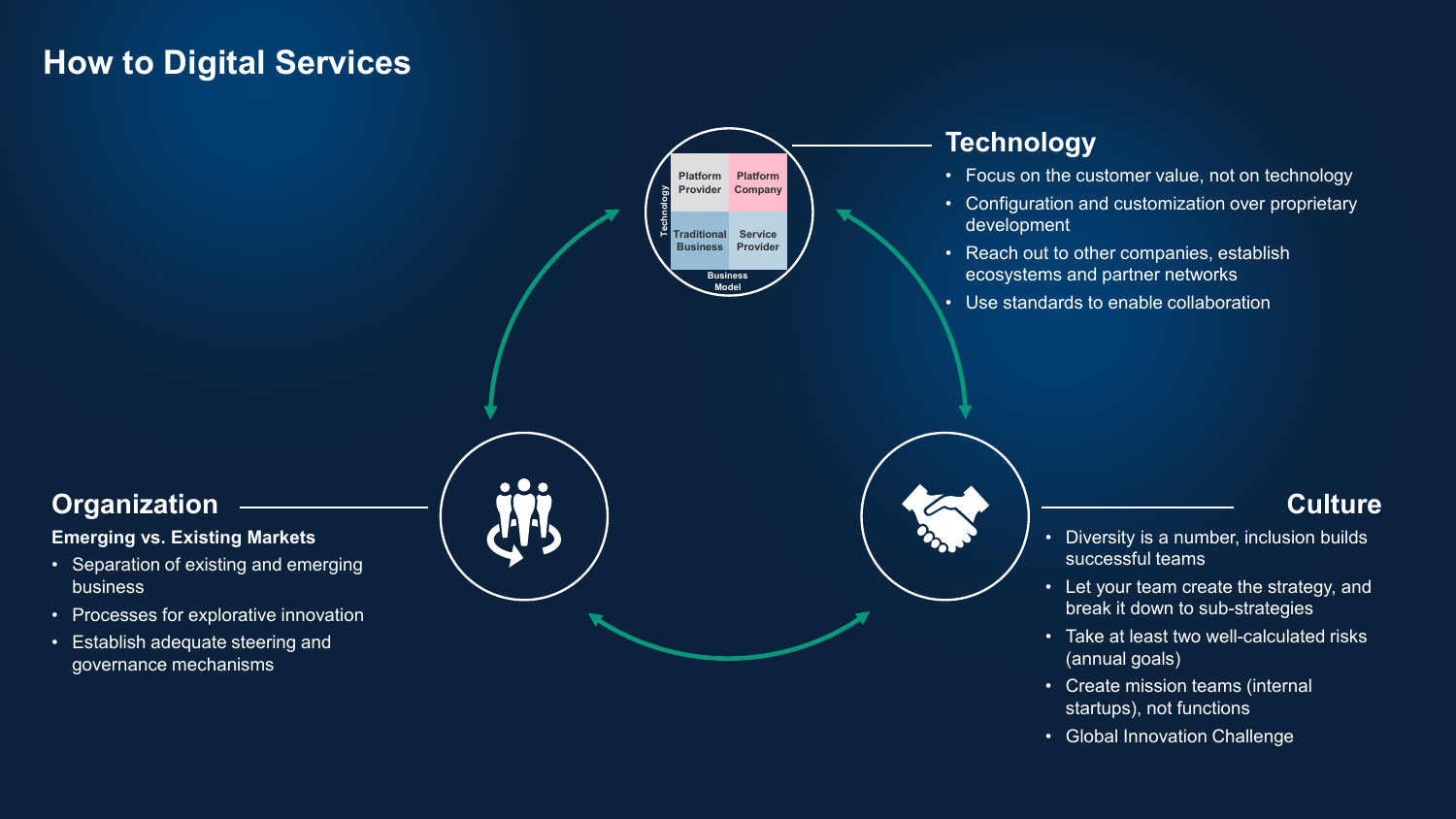# How to Digital Services

## Technology

Platform Provider
Platform Company
Traditional Business
Service Provider
Technology
Business Model

- Focus on the customer value, not on technology
- Configuration and customization over proprietary development
- Reach out to other companies, establish ecosystems and partner networks
- Use standards to enable collaboration

## Organization

**Emerging vs. Existing Markets**

- Separation of existing and emerging business
- Processes for explorative innovation
- Establish adequate steering and governance mechanisms

## Culture

- Diversity is a number, inclusion builds successful teams
- Let your team create the strategy, and break it down to sub-strategies
- Take at least two well-calculated risks (annual goals)
- Create mission teams (internal startups), not functions
- Global Innovation Challenge